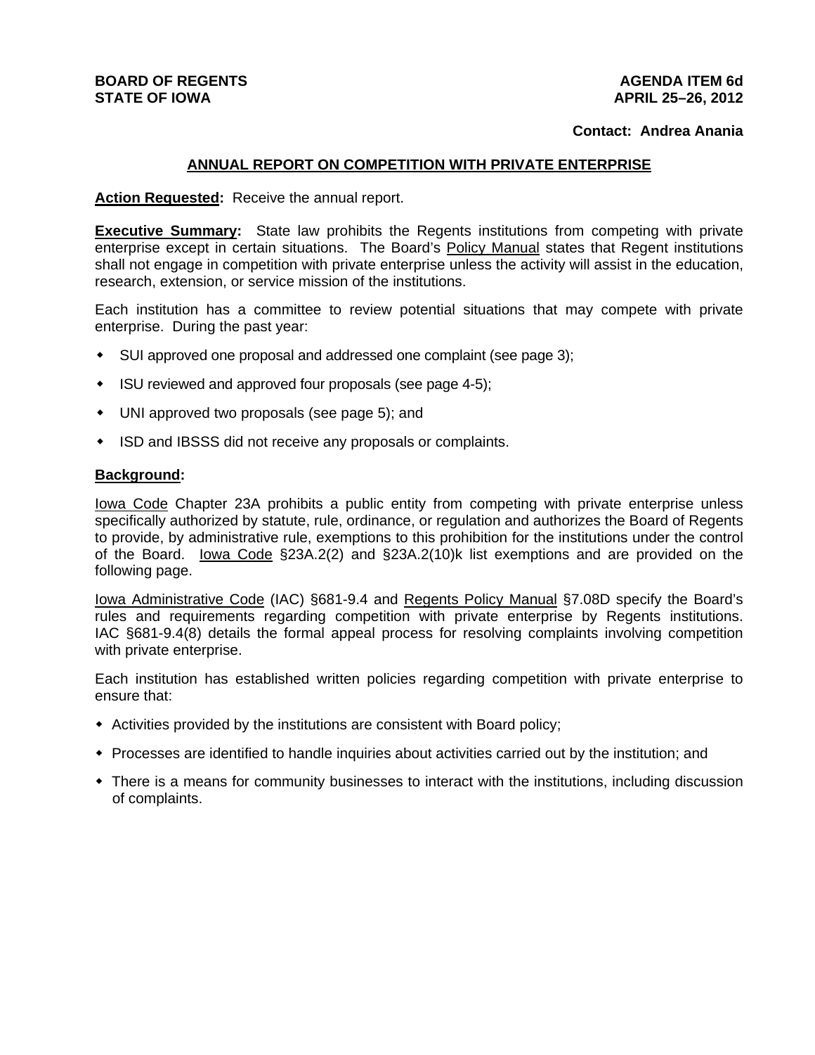**BOARD OF REGENTS**
**STATE OF IOWA**

**AGENDA ITEM 6d**
**APRIL 25–26, 2012**

**Contact: Andrea Anania**

## ANNUAL REPORT ON COMPETITION WITH PRIVATE ENTERPRISE

**Action Requested:** Receive the annual report.

**Executive Summary:** State law prohibits the Regents institutions from competing with private enterprise except in certain situations. The Board's Policy Manual states that Regent institutions shall not engage in competition with private enterprise unless the activity will assist in the education, research, extension, or service mission of the institutions.

Each institution has a committee to review potential situations that may compete with private enterprise. During the past year:

- SUI approved one proposal and addressed one complaint (see page 3);
- ISU reviewed and approved four proposals (see page 4-5);
- UNI approved two proposals (see page 5); and
- ISD and IBSSS did not receive any proposals or complaints.

**Background:**

Iowa Code Chapter 23A prohibits a public entity from competing with private enterprise unless specifically authorized by statute, rule, ordinance, or regulation and authorizes the Board of Regents to provide, by administrative rule, exemptions to this prohibition for the institutions under the control of the Board. Iowa Code §23A.2(2) and §23A.2(10)k list exemptions and are provided on the following page.

Iowa Administrative Code (IAC) §681-9.4 and Regents Policy Manual §7.08D specify the Board's rules and requirements regarding competition with private enterprise by Regents institutions. IAC §681-9.4(8) details the formal appeal process for resolving complaints involving competition with private enterprise.

Each institution has established written policies regarding competition with private enterprise to ensure that:

- Activities provided by the institutions are consistent with Board policy;
- Processes are identified to handle inquiries about activities carried out by the institution; and
- There is a means for community businesses to interact with the institutions, including discussion of complaints.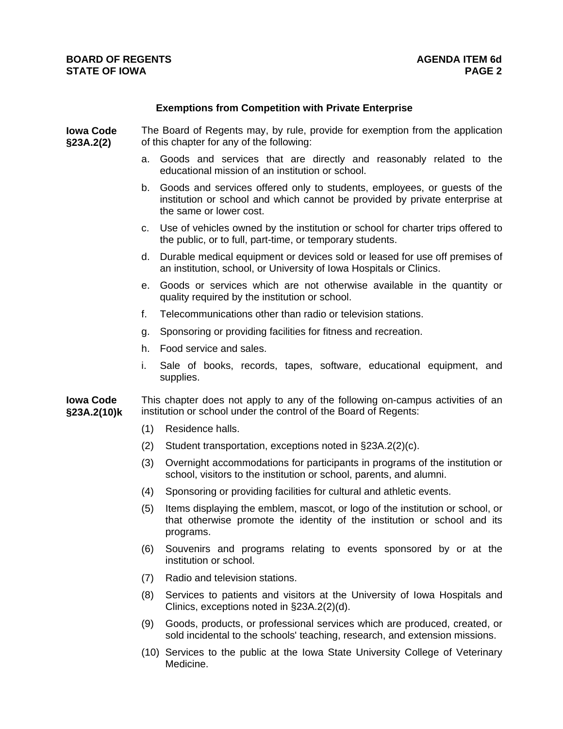## Exemptions from Competition with Private Enterprise

**Iowa Code §23A.2(2)**

The Board of Regents may, by rule, provide for exemption from the application of this chapter for any of the following:

a. Goods and services that are directly and reasonably related to the educational mission of an institution or school.

b. Goods and services offered only to students, employees, or guests of the institution or school and which cannot be provided by private enterprise at the same or lower cost.

c. Use of vehicles owned by the institution or school for charter trips offered to the public, or to full, part-time, or temporary students.

d. Durable medical equipment or devices sold or leased for use off premises of an institution, school, or University of Iowa Hospitals or Clinics.

e. Goods or services which are not otherwise available in the quantity or quality required by the institution or school.

f. Telecommunications other than radio or television stations.

g. Sponsoring or providing facilities for fitness and recreation.

h. Food service and sales.

i. Sale of books, records, tapes, software, educational equipment, and supplies.

**Iowa Code §23A.2(10)k**

This chapter does not apply to any of the following on-campus activities of an institution or school under the control of the Board of Regents:

(1) Residence halls.

(2) Student transportation, exceptions noted in §23A.2(2)(c).

(3) Overnight accommodations for participants in programs of the institution or school, visitors to the institution or school, parents, and alumni.

(4) Sponsoring or providing facilities for cultural and athletic events.

(5) Items displaying the emblem, mascot, or logo of the institution or school, or that otherwise promote the identity of the institution or school and its programs.

(6) Souvenirs and programs relating to events sponsored by or at the institution or school.

(7) Radio and television stations.

(8) Services to patients and visitors at the University of Iowa Hospitals and Clinics, exceptions noted in §23A.2(2)(d).

(9) Goods, products, or professional services which are produced, created, or sold incidental to the schools' teaching, research, and extension missions.

(10) Services to the public at the Iowa State University College of Veterinary Medicine.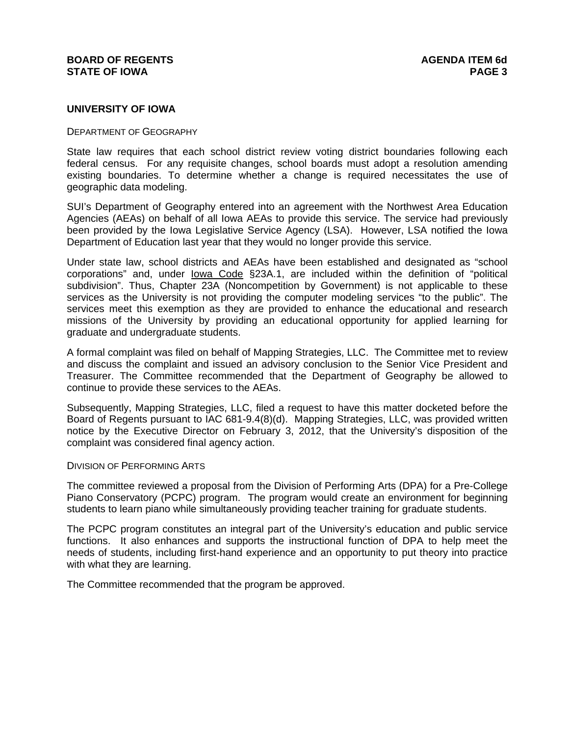## UNIVERSITY OF IOWA

### DEPARTMENT OF GEOGRAPHY

State law requires that each school district review voting district boundaries following each federal census. For any requisite changes, school boards must adopt a resolution amending existing boundaries. To determine whether a change is required necessitates the use of geographic data modeling.

SUI's Department of Geography entered into an agreement with the Northwest Area Education Agencies (AEAs) on behalf of all Iowa AEAs to provide this service. The service had previously been provided by the Iowa Legislative Service Agency (LSA). However, LSA notified the Iowa Department of Education last year that they would no longer provide this service.

Under state law, school districts and AEAs have been established and designated as "school corporations" and, under Iowa Code §23A.1, are included within the definition of "political subdivision". Thus, Chapter 23A (Noncompetition by Government) is not applicable to these services as the University is not providing the computer modeling services "to the public". The services meet this exemption as they are provided to enhance the educational and research missions of the University by providing an educational opportunity for applied learning for graduate and undergraduate students.

A formal complaint was filed on behalf of Mapping Strategies, LLC. The Committee met to review and discuss the complaint and issued an advisory conclusion to the Senior Vice President and Treasurer. The Committee recommended that the Department of Geography be allowed to continue to provide these services to the AEAs.

Subsequently, Mapping Strategies, LLC, filed a request to have this matter docketed before the Board of Regents pursuant to IAC 681-9.4(8)(d). Mapping Strategies, LLC, was provided written notice by the Executive Director on February 3, 2012, that the University's disposition of the complaint was considered final agency action.

### DIVISION OF PERFORMING ARTS

The committee reviewed a proposal from the Division of Performing Arts (DPA) for a Pre-College Piano Conservatory (PCPC) program. The program would create an environment for beginning students to learn piano while simultaneously providing teacher training for graduate students.

The PCPC program constitutes an integral part of the University's education and public service functions. It also enhances and supports the instructional function of DPA to help meet the needs of students, including first-hand experience and an opportunity to put theory into practice with what they are learning.

The Committee recommended that the program be approved.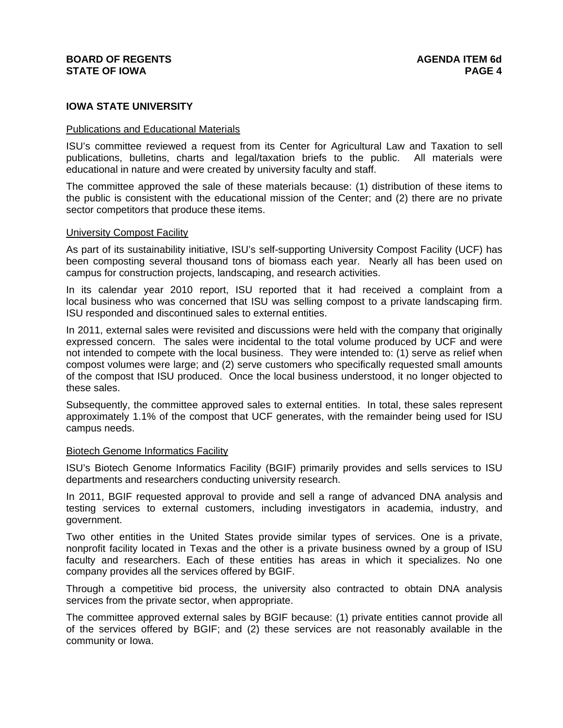## IOWA STATE UNIVERSITY

Publications and Educational Materials

ISU's committee reviewed a request from its Center for Agricultural Law and Taxation to sell publications, bulletins, charts and legal/taxation briefs to the public. All materials were educational in nature and were created by university faculty and staff.

The committee approved the sale of these materials because: (1) distribution of these items to the public is consistent with the educational mission of the Center; and (2) there are no private sector competitors that produce these items.

University Compost Facility

As part of its sustainability initiative, ISU's self-supporting University Compost Facility (UCF) has been composting several thousand tons of biomass each year. Nearly all has been used on campus for construction projects, landscaping, and research activities.

In its calendar year 2010 report, ISU reported that it had received a complaint from a local business who was concerned that ISU was selling compost to a private landscaping firm. ISU responded and discontinued sales to external entities.

In 2011, external sales were revisited and discussions were held with the company that originally expressed concern. The sales were incidental to the total volume produced by UCF and were not intended to compete with the local business. They were intended to: (1) serve as relief when compost volumes were large; and (2) serve customers who specifically requested small amounts of the compost that ISU produced. Once the local business understood, it no longer objected to these sales.

Subsequently, the committee approved sales to external entities. In total, these sales represent approximately 1.1% of the compost that UCF generates, with the remainder being used for ISU campus needs.

Biotech Genome Informatics Facility

ISU's Biotech Genome Informatics Facility (BGIF) primarily provides and sells services to ISU departments and researchers conducting university research.

In 2011, BGIF requested approval to provide and sell a range of advanced DNA analysis and testing services to external customers, including investigators in academia, industry, and government.

Two other entities in the United States provide similar types of services. One is a private, nonprofit facility located in Texas and the other is a private business owned by a group of ISU faculty and researchers. Each of these entities has areas in which it specializes. No one company provides all the services offered by BGIF.

Through a competitive bid process, the university also contracted to obtain DNA analysis services from the private sector, when appropriate.

The committee approved external sales by BGIF because: (1) private entities cannot provide all of the services offered by BGIF; and (2) these services are not reasonably available in the community or Iowa.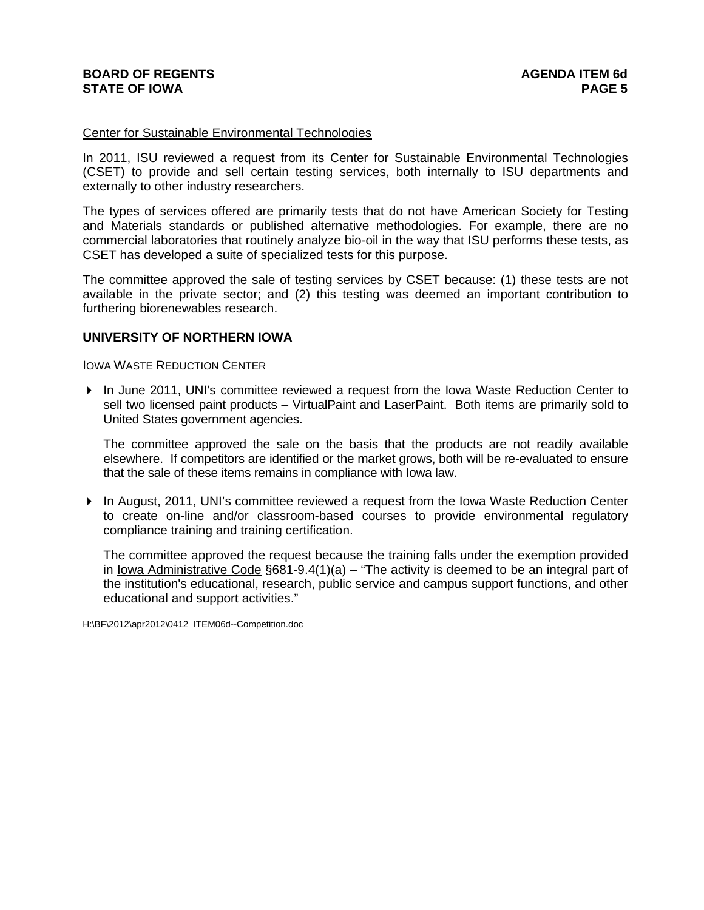Center for Sustainable Environmental Technologies

In 2011, ISU reviewed a request from its Center for Sustainable Environmental Technologies (CSET) to provide and sell certain testing services, both internally to ISU departments and externally to other industry researchers.

The types of services offered are primarily tests that do not have American Society for Testing and Materials standards or published alternative methodologies. For example, there are no commercial laboratories that routinely analyze bio-oil in the way that ISU performs these tests, as CSET has developed a suite of specialized tests for this purpose.

The committee approved the sale of testing services by CSET because: (1) these tests are not available in the private sector; and (2) this testing was deemed an important contribution to furthering biorenewables research.

## UNIVERSITY OF NORTHERN IOWA

IOWA WASTE REDUCTION CENTER

- In June 2011, UNI's committee reviewed a request from the Iowa Waste Reduction Center to sell two licensed paint products – VirtualPaint and LaserPaint. Both items are primarily sold to United States government agencies.

  The committee approved the sale on the basis that the products are not readily available elsewhere. If competitors are identified or the market grows, both will be re-evaluated to ensure that the sale of these items remains in compliance with Iowa law.

- In August, 2011, UNI's committee reviewed a request from the Iowa Waste Reduction Center to create on-line and/or classroom-based courses to provide environmental regulatory compliance training and training certification.

  The committee approved the request because the training falls under the exemption provided in Iowa Administrative Code §681-9.4(1)(a) – "The activity is deemed to be an integral part of the institution's educational, research, public service and campus support functions, and other educational and support activities."

H:\BF\2012\apr2012\0412_ITEM06d--Competition.doc